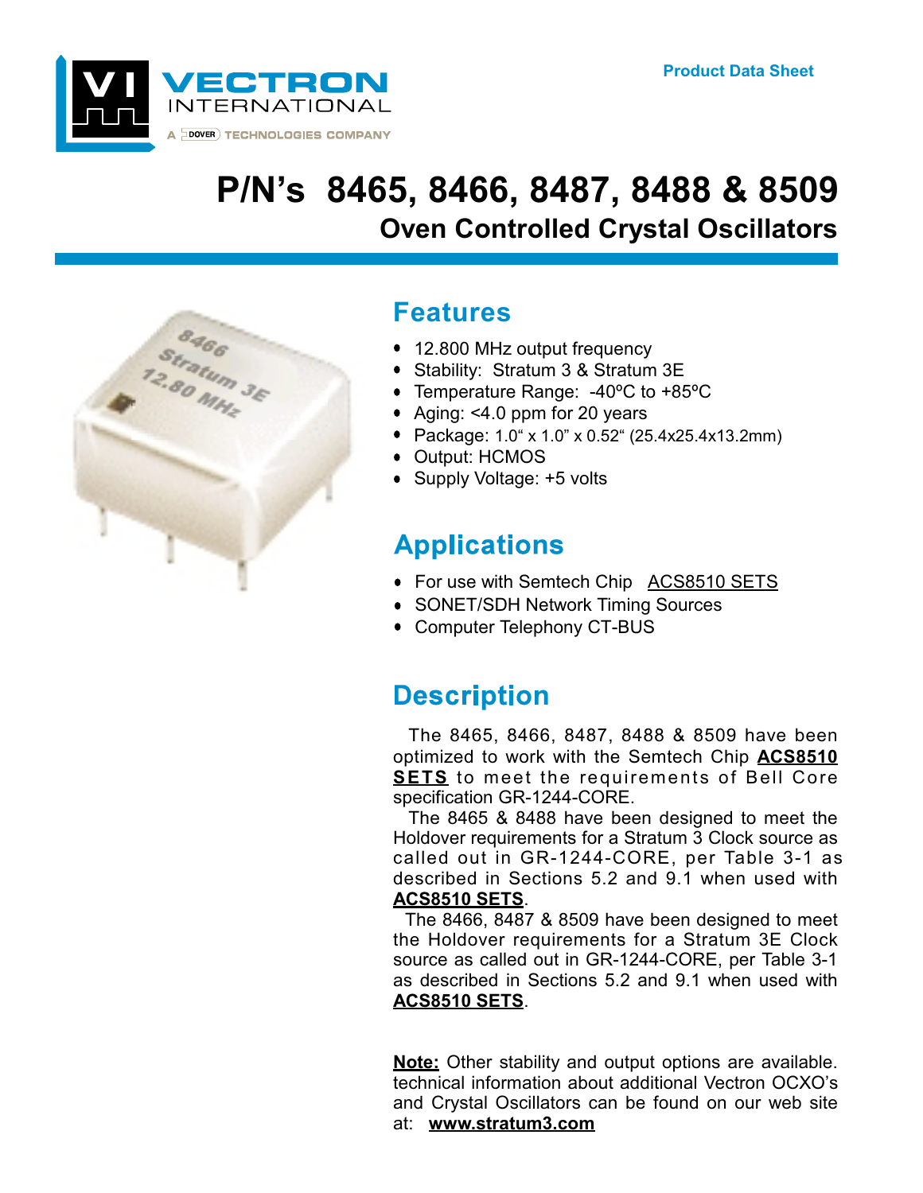VECTRON INTERNATIONAL

A DOVER TECHNOLOGIES COMPANY

Product Data Sheet

# P/N's 8465, 8466, 8487, 8488 & 8509

## Oven Controlled Crystal Oscillators

## Features

- 12.800 MHz output frequency
- Stability: Stratum 3 & Stratum 3E
- Temperature Range: -40ºC to +85ºC
- Aging: <4.0 ppm for 20 years
- Package: 1.0" x 1.0" x 0.52" (25.4x25.4x13.2mm)
- Output: HCMOS
- Supply Voltage: +5 volts

## Applications

- For use with Semtech Chip ACS8510 SETS
- SONET/SDH Network Timing Sources
- Computer Telephony CT-BUS

## Description

The 8465, 8466, 8487, 8488 & 8509 have been optimized to work with the Semtech Chip **ACS8510 SETS** to meet the requirements of Bell Core specification GR-1244-CORE.

The 8465 & 8488 have been designed to meet the Holdover requirements for a Stratum 3 Clock source as called out in GR-1244-CORE, per Table 3-1 as described in Sections 5.2 and 9.1 when used with **ACS8510 SETS**.

The 8466, 8487 & 8509 have been designed to meet the Holdover requirements for a Stratum 3E Clock source as called out in GR-1244-CORE, per Table 3-1 as described in Sections 5.2 and 9.1 when used with **ACS8510 SETS**.

**Note:** Other stability and output options are available. technical information about additional Vectron OCXO's and Crystal Oscillators can be found on our web site at: **www.stratum3.com**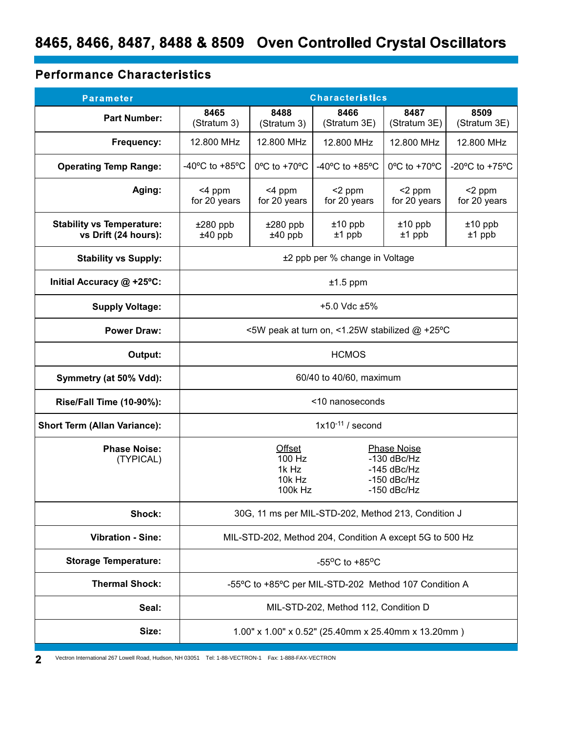# 8465, 8466, 8487, 8488 & 8509 Oven Controlled Crystal Oscillators

## Performance Characteristics

| Parameter | Characteristics | | | | |
|---|---|---|---|---|---|
| **Part Number:** | **8465** (Stratum 3) | **8488** (Stratum 3) | **8466** (Stratum 3E) | **8487** (Stratum 3E) | **8509** (Stratum 3E) |
| **Frequency:** | 12.800 MHz | 12.800 MHz | 12.800 MHz | 12.800 MHz | 12.800 MHz |
| **Operating Temp Range:** | -40ºC to +85ºC | 0ºC to +70ºC | -40ºC to +85ºC | 0ºC to +70ºC | -20ºC to +75ºC |
| **Aging:** | <4 ppm for 20 years | <4 ppm for 20 years | <2 ppm for 20 years | <2 ppm for 20 years | <2 ppm for 20 years |
| **Stability vs Temperature:** **vs Drift (24 hours):** | ±280 ppb ±40 ppb | ±280 ppb ±40 ppb | ±10 ppb ±1 ppb | ±10 ppb ±1 ppb | ±10 ppb ±1 ppb |
| **Stability vs Supply:** | ±2 ppb per % change in Voltage | | | | |
| **Initial Accuracy @ +25ºC:** | ±1.5 ppm | | | | |
| **Supply Voltage:** | +5.0 Vdc ±5% | | | | |
| **Power Draw:** | <5W peak at turn on, <1.25W stabilized @ +25ºC | | | | |
| **Output:** | HCMOS | | | | |
| **Symmetry (at 50% Vdd):** | 60/40 to 40/60, maximum | | | | |
| **Rise/Fall Time (10-90%):** | <10 nanoseconds | | | | |
| **Short Term (Allan Variance):** | $1x10^{-11}$ / second | | | | |
| **Phase Noise:** (TYPICAL) | Offset: 100 Hz / 1k Hz / 10k Hz / 100k Hz — Phase Noise: -130 dBc/Hz / -145 dBc/Hz / -150 dBc/Hz / -150 dBc/Hz | | | | |
| **Shock:** | 30G, 11 ms per MIL-STD-202, Method 213, Condition J | | | | |
| **Vibration - Sine:** | MIL-STD-202, Method 204, Condition A except 5G to 500 Hz | | | | |
| **Storage Temperature:** | -55ºC to +85ºC | | | | |
| **Thermal Shock:** | -55ºC to +85ºC per MIL-STD-202 Method 107 Condition A | | | | |
| **Seal:** | MIL-STD-202, Method 112, Condition D | | | | |
| **Size:** | 1.00" x 1.00" x 0.52" (25.40mm x 25.40mm x 13.20mm ) | | | | |

Vectron International 267 Lowell Road, Hudson, NH 03051 Tel: 1-88-VECTRON-1 Fax: 1-888-FAX-VECTRON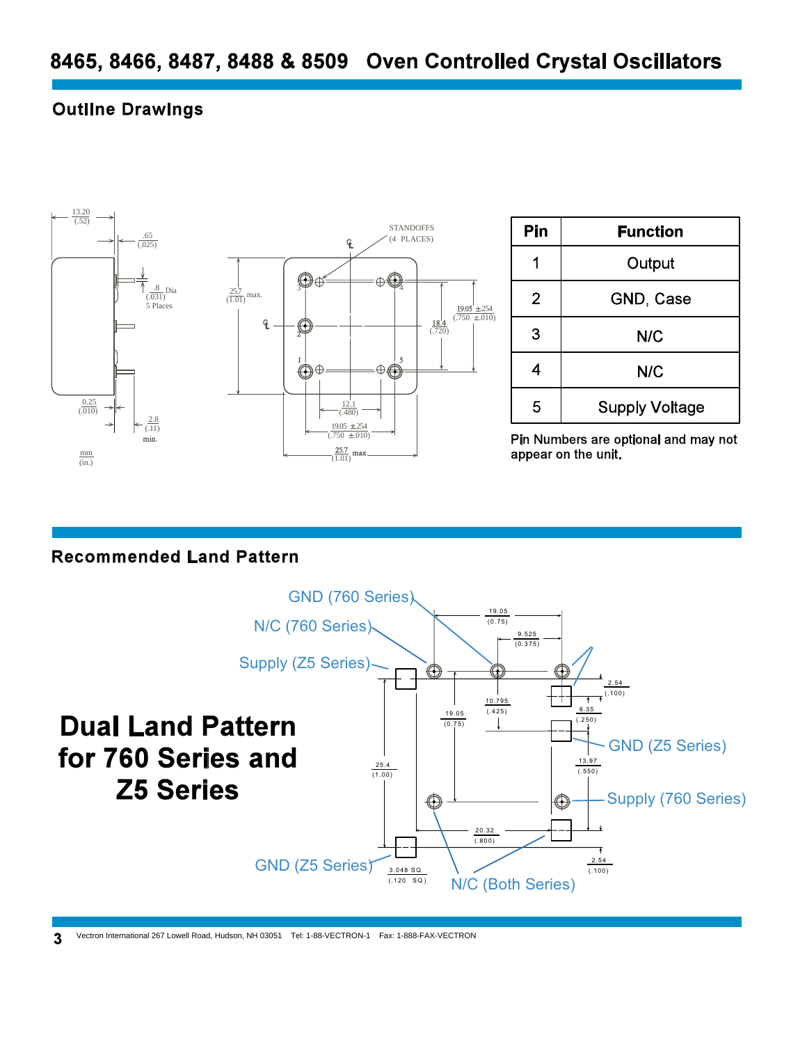# 8465, 8466, 8487, 8488 & 8509 Oven Controlled Crystal Oscillators

## Outline Drawings

| Pin | Function |
|---|---|
| 1 | Output |
| 2 | GND, Case |
| 3 | N/C |
| 4 | N/C |
| 5 | Supply Voltage |

Pin Numbers are optional and may not appear on the unit.

## Recommended Land Pattern

**Dual Land Pattern for 760 Series and Z5 Series**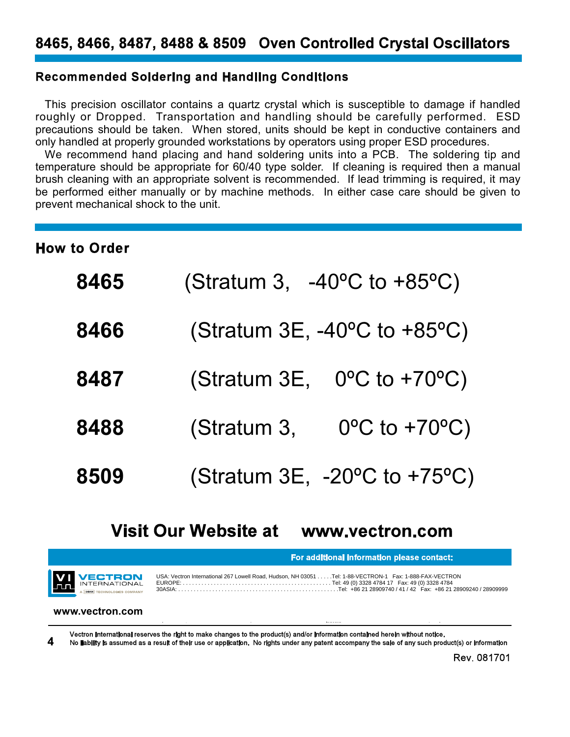# 8465, 8466, 8487, 8488 & 8509 Oven Controlled Crystal Oscillators

## Recommended Soldering and Handling Conditions

This precision oscillator contains a quartz crystal which is susceptible to damage if handled roughly or Dropped. Transportation and handling should be carefully performed. ESD precautions should be taken. When stored, units should be kept in conductive containers and only handled at properly grounded workstations by operators using proper ESD procedures.

We recommend hand placing and hand soldering units into a PCB. The soldering tip and temperature should be appropriate for 60/40 type solder. If cleaning is required then a manual brush cleaning with an appropriate solvent is recommended. If lead trimming is required, it may be performed either manually or by machine methods. In either case care should be given to prevent mechanical shock to the unit.

## How to Order

| | |
|---|---|
| **8465** | (Stratum 3, -40ºC to +85ºC) |
| **8466** | (Stratum 3E, -40ºC to +85ºC) |
| **8487** | (Stratum 3E, 0ºC to +70ºC) |
| **8488** | (Stratum 3, 0ºC to +70ºC) |
| **8509** | (Stratum 3E, -20ºC to +75ºC) |

**Visit Our Website at www.vectron.com**

**For additional information please contact:**

VECTRON INTERNATIONAL — A DOVER TECHNOLOGIES COMPANY

USA: Vectron International 267 Lowell Road, Hudson, NH 03051 . . . . .Tel: 1-88-VECTRON-1 Fax: 1-888-FAX-VECTRON
EUROPE: . . . . . . . . . . . . . . . . . . . . . . . . . . . . . . . . . . . . . . . . . . . . . . . . Tel: 49 (0) 3328 4784 17 Fax: 49 (0) 3328 4784
30ASIA: . . . . . . . . . . . . . . . . . . . . . . . . . . . . . . . . . . . . . . . . . . . . . . . . . . .Tel: +86 21 28909740 / 41 / 42 Fax: +86 21 28909240 / 28909999

**www.vectron.com**

Vectron International reserves the right to make changes to the product(s) and/or information contained herein without notice.
No liability is assumed as a result of their use or application. No rights under any patent accompany the sale of any such product(s) or information

Rev. 081701